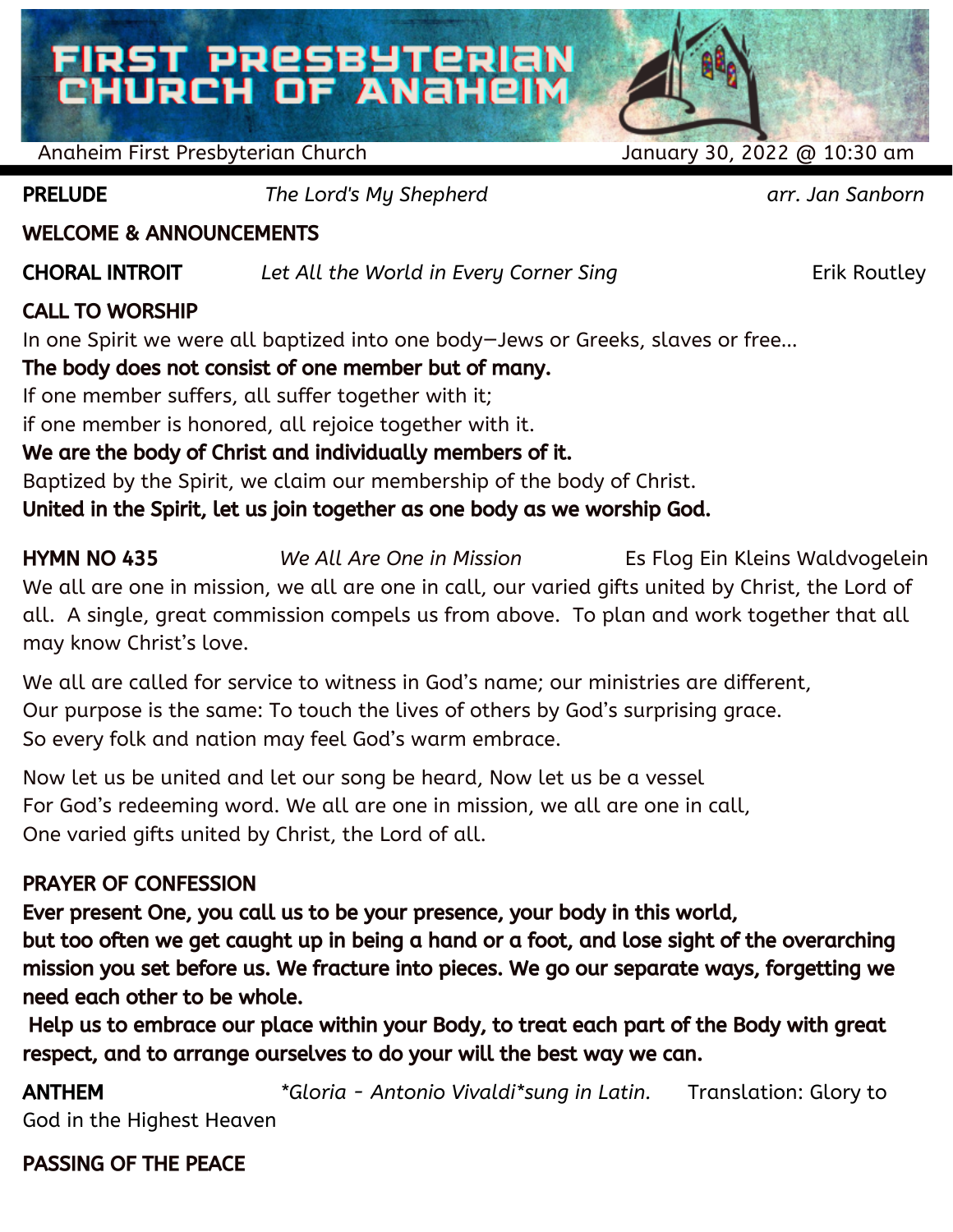# FIRST PRESBYTERIAN CHURCH OF ANAHEIM

Anaheim First Presbyterian Church January 30, 2022 @ 10:30 am

**PRELUDE** *The Lord's My Shepherd* *arr. Jan Sanborn*

**WELCOME & ANNOUNCEMENTS**

**CHORAL INTROIT** *Let All the World in Every Corner Sing* Erik Routley

**CALL TO WORSHIP**

In one Spirit we were all baptized into one body—Jews or Greeks, slaves or free…
**The body does not consist of one member but of many.**
If one member suffers, all suffer together with it;
if one member is honored, all rejoice together with it.
**We are the body of Christ and individually members of it.**
Baptized by the Spirit, we claim our membership of the body of Christ.
**United in the Spirit, let us join together as one body as we worship God.**

**HYMN NO 435** *We All Are One in Mission* Es Flog Ein Kleins Waldvogelein

We all are one in mission, we all are one in call, our varied gifts united by Christ, the Lord of all. A single, great commission compels us from above. To plan and work together that all may know Christ's love.

We all are called for service to witness in God's name; our ministries are different,
Our purpose is the same: To touch the lives of others by God's surprising grace.
So every folk and nation may feel God's warm embrace.

Now let us be united and let our song be heard, Now let us be a vessel
For God's redeeming word. We all are one in mission, we all are one in call,
One varied gifts united by Christ, the Lord of all.

**PRAYER OF CONFESSION**

**Ever present One, you call us to be your presence, your body in this world,
but too often we get caught up in being a hand or a foot, and lose sight of the overarching mission you set before us. We fracture into pieces. We go our separate ways, forgetting we need each other to be whole.
Help us to embrace our place within your Body, to treat each part of the Body with great respect, and to arrange ourselves to do your will the best way we can.**

**ANTHEM** *\*Gloria - Antonio Vivaldi\*sung in Latin.* Translation: Glory to God in the Highest Heaven

**PASSING OF THE PEACE**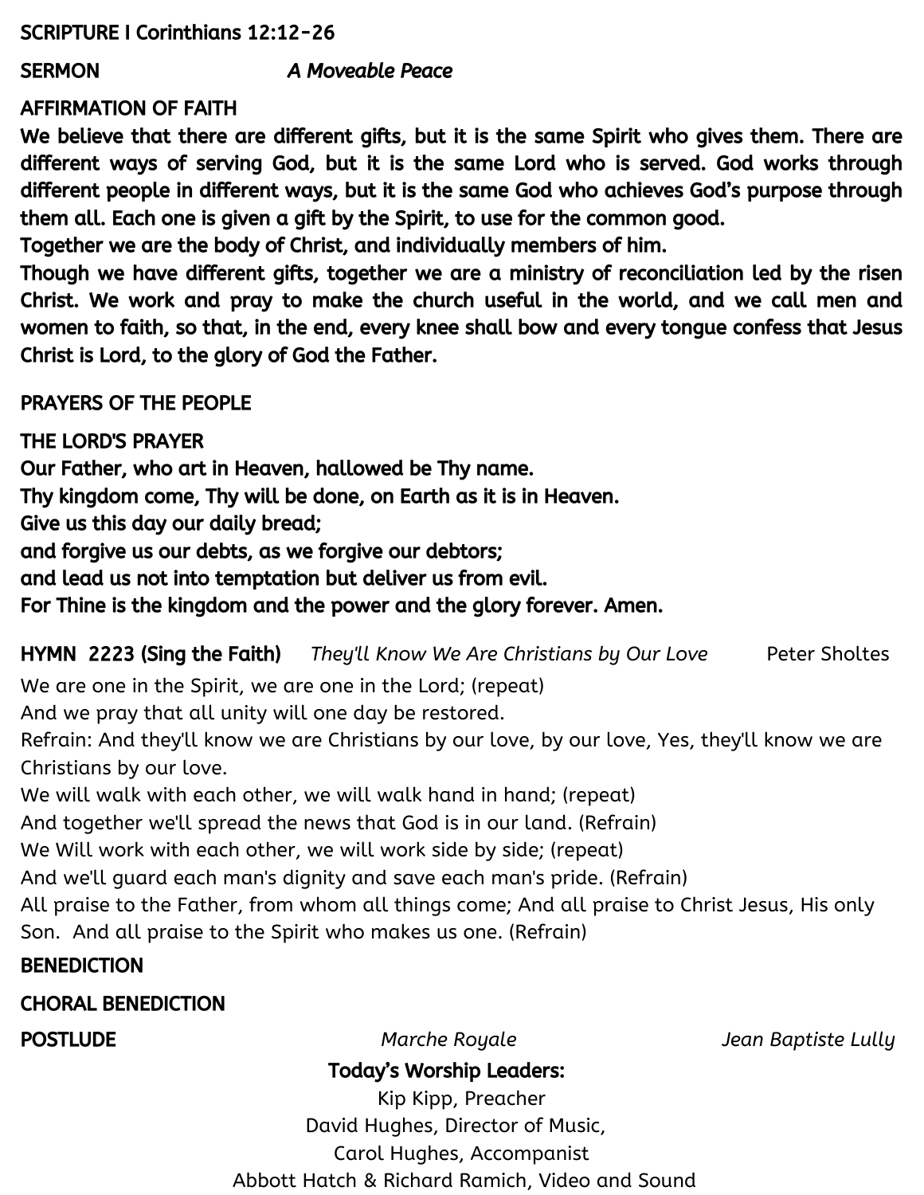**SCRIPTURE I Corinthians 12:12-26**

**SERMON** *A Moveable Peace*

**AFFIRMATION OF FAITH**

**We believe that there are different gifts, but it is the same Spirit who gives them. There are different ways of serving God, but it is the same Lord who is served. God works through different people in different ways, but it is the same God who achieves God's purpose through them all. Each one is given a gift by the Spirit, to use for the common good.**

**Together we are the body of Christ, and individually members of him.**

**Though we have different gifts, together we are a ministry of reconciliation led by the risen Christ. We work and pray to make the church useful in the world, and we call men and women to faith, so that, in the end, every knee shall bow and every tongue confess that Jesus Christ is Lord, to the glory of God the Father.**

**PRAYERS OF THE PEOPLE**

**THE LORD'S PRAYER**

**Our Father, who art in Heaven, hallowed be Thy name.**
**Thy kingdom come, Thy will be done, on Earth as it is in Heaven.**
**Give us this day our daily bread;**
**and forgive us our debts, as we forgive our debtors;**
**and lead us not into temptation but deliver us from evil.**
**For Thine is the kingdom and the power and the glory forever. Amen.**

**HYMN 2223 (Sing the Faith)** *They'll Know We Are Christians by Our Love* Peter Sholtes

We are one in the Spirit, we are one in the Lord; (repeat)
And we pray that all unity will one day be restored.
Refrain: And they'll know we are Christians by our love, by our love, Yes, they'll know we are Christians by our love.
We will walk with each other, we will walk hand in hand; (repeat)
And together we'll spread the news that God is in our land. (Refrain)
We Will work with each other, we will work side by side; (repeat)
And we'll guard each man's dignity and save each man's pride. (Refrain)
All praise to the Father, from whom all things come; And all praise to Christ Jesus, His only Son. And all praise to the Spirit who makes us one. (Refrain)

**BENEDICTION**

**CHORAL BENEDICTION**

**POSTLUDE** *Marche Royale* *Jean Baptiste Lully*

**Today's Worship Leaders:**

Kip Kipp, Preacher
David Hughes, Director of Music,
Carol Hughes, Accompanist
Abbott Hatch & Richard Ramich, Video and Sound